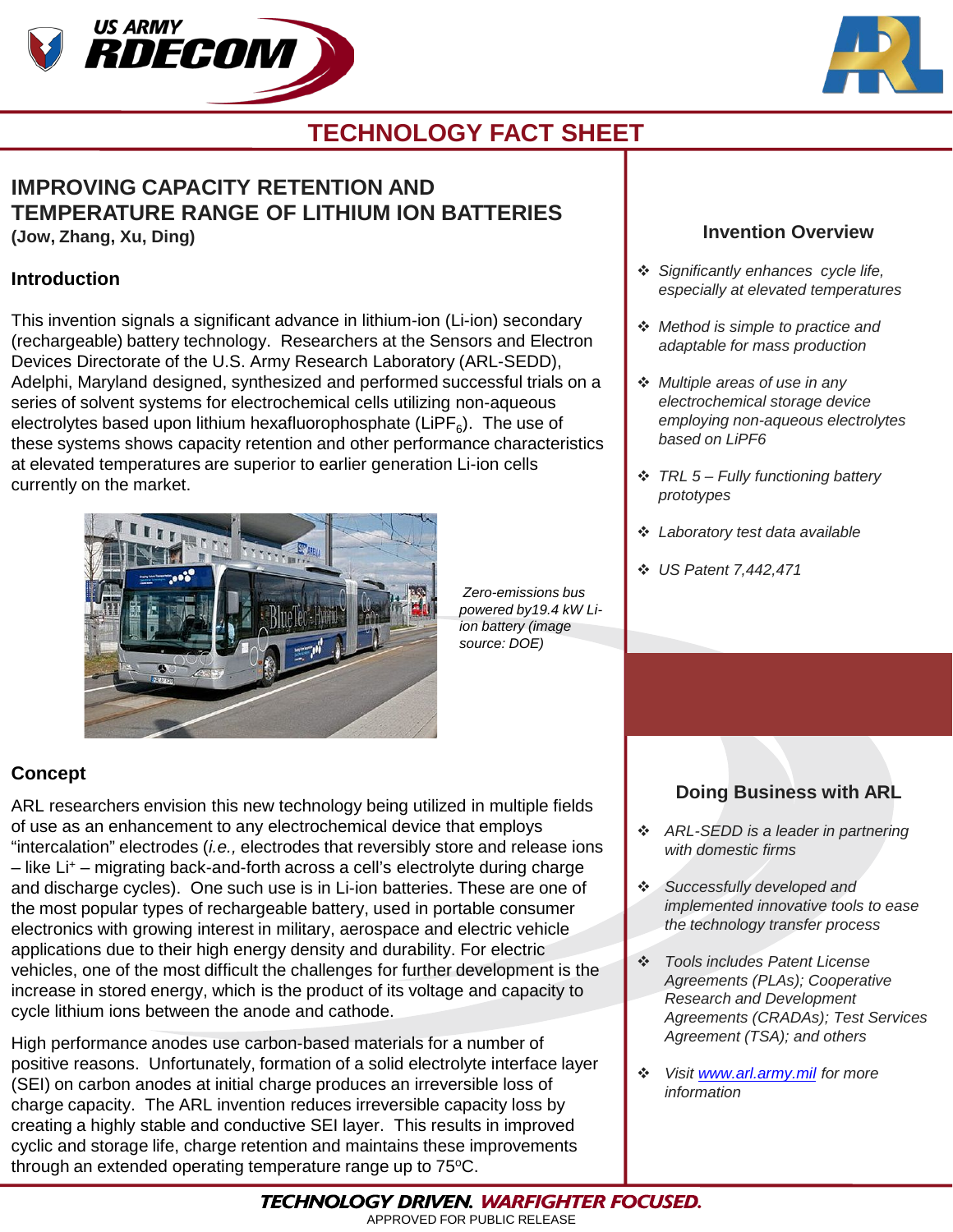# TECHNOLOGY FACT SHEET

## IMPROVING CAPACITY RETENTION AND TEMPERATURE RANGE OF LITHIUM ION BATTERIES

**(Jow, Zhang, Xu, Ding)**

### Introduction

This invention signals a significant advance in lithium-ion (Li-ion) secondary (rechargeable) battery technology. Researchers at the Sensors and Electron Devices Directorate of the U.S. Army Research Laboratory (ARL-SEDD), Adelphi, Maryland designed, synthesized and performed successful trials on a series of solvent systems for electrochemical cells utilizing non-aqueous electrolytes based upon lithium hexafluorophosphate ($LiPF_6$). The use of these systems shows capacity retention and other performance characteristics at elevated temperatures are superior to earlier generation Li-ion cells currently on the market.

*Zero-emissions bus powered by19.4 kW Li-ion battery (image source: DOE)*

### Concept

ARL researchers envision this new technology being utilized in multiple fields of use as an enhancement to any electrochemical device that employs "intercalation" electrodes (*i.e.,* electrodes that reversibly store and release ions – like $Li^+$ – migrating back-and-forth across a cell's electrolyte during charge and discharge cycles). One such use is in Li-ion batteries. These are one of the most popular types of rechargeable battery, used in portable consumer electronics with growing interest in military, aerospace and electric vehicle applications due to their high energy density and durability. For electric vehicles, one of the most difficult the challenges for further development is the increase in stored energy, which is the product of its voltage and capacity to cycle lithium ions between the anode and cathode.

High performance anodes use carbon-based materials for a number of positive reasons. Unfortunately, formation of a solid electrolyte interface layer (SEI) on carbon anodes at initial charge produces an irreversible loss of charge capacity. The ARL invention reduces irreversible capacity loss by creating a highly stable and conductive SEI layer. This results in improved cyclic and storage life, charge retention and maintains these improvements through an extended operating temperature range up to 75°C.

### Invention Overview

- *Significantly enhances cycle life, especially at elevated temperatures*
- *Method is simple to practice and adaptable for mass production*
- *Multiple areas of use in any electrochemical storage device employing non-aqueous electrolytes based on LiPF6*
- *TRL 5 – Fully functioning battery prototypes*
- *Laboratory test data available*
- *US Patent 7,442,471*

### Doing Business with ARL

- *ARL-SEDD is a leader in partnering with domestic firms*
- *Successfully developed and implemented innovative tools to ease the technology transfer process*
- *Tools includes Patent License Agreements (PLAs); Cooperative Research and Development Agreements (CRADAs); Test Services Agreement (TSA); and others*
- *Visit www.arl.army.mil for more information*

**TECHNOLOGY DRIVEN. WARFIGHTER FOCUSED.**

APPROVED FOR PUBLIC RELEASE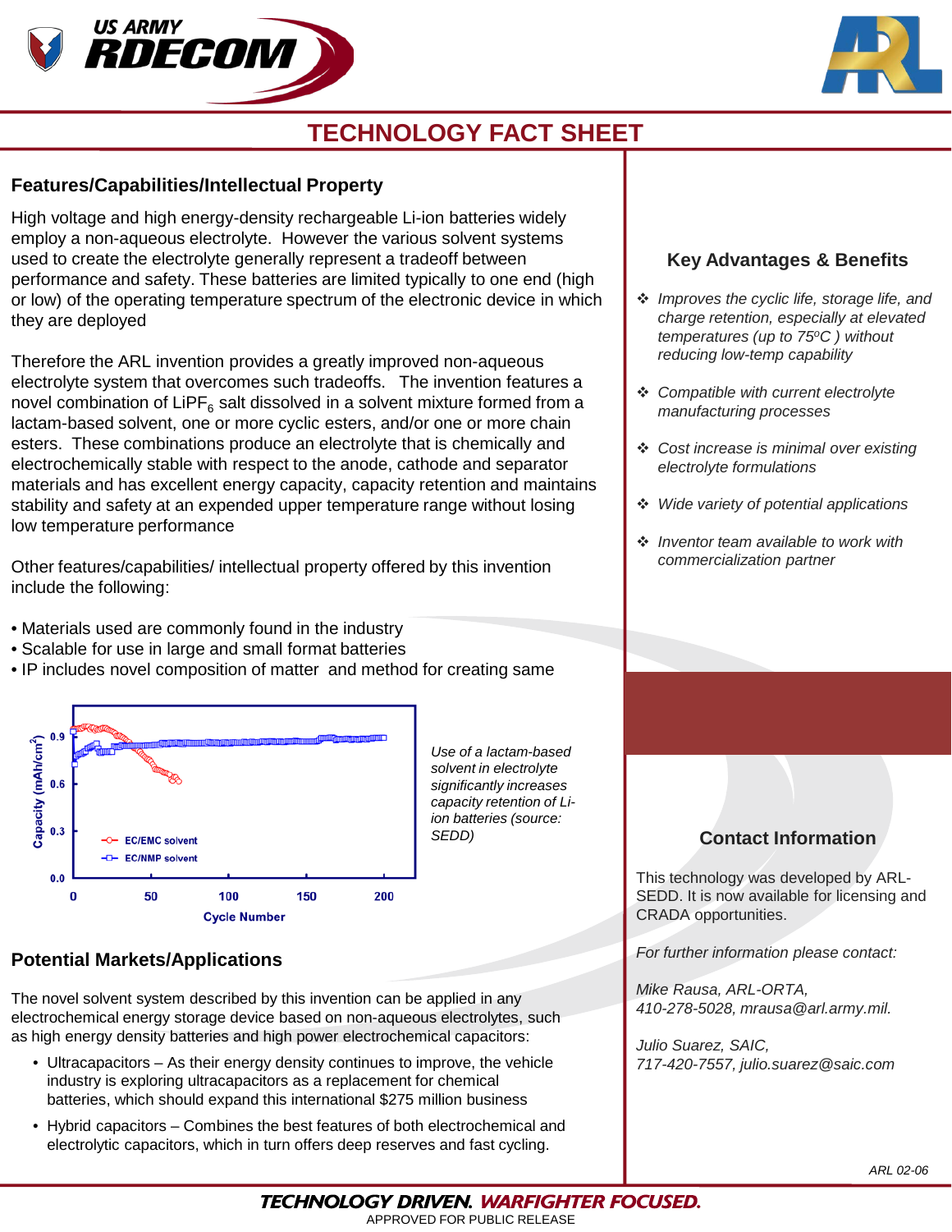# TECHNOLOGY FACT SHEET

## Features/Capabilities/Intellectual Property

High voltage and high energy-density rechargeable Li-ion batteries widely employ a non-aqueous electrolyte. However the various solvent systems used to create the electrolyte generally represent a tradeoff between performance and safety. These batteries are limited typically to one end (high or low) of the operating temperature spectrum of the electronic device in which they are deployed

Therefore the ARL invention provides a greatly improved non-aqueous electrolyte system that overcomes such tradeoffs. The invention features a novel combination of $LiPF_6$ salt dissolved in a solvent mixture formed from a lactam-based solvent, one or more cyclic esters, and/or one or more chain esters. These combinations produce an electrolyte that is chemically and electrochemically stable with respect to the anode, cathode and separator materials and has excellent energy capacity, capacity retention and maintains stability and safety at an expended upper temperature range without losing low temperature performance

Other features/capabilities/ intellectual property offered by this invention include the following:

- Materials used are commonly found in the industry
- Scalable for use in large and small format batteries
- IP includes novel composition of matter and method for creating same

Capacity (mAh/cm$^2$)
0.0
0.3
0.6
0.9
0
50
100
150
200
Cycle Number
EC/EMC solvent
EC/NMP solvent

*Use of a lactam-based solvent in electrolyte significantly increases capacity retention of Li-ion batteries (source: SEDD)*

## Potential Markets/Applications

The novel solvent system described by this invention can be applied in any electrochemical energy storage device based on non-aqueous electrolytes, such as high energy density batteries and high power electrochemical capacitors:

- Ultracapacitors – As their energy density continues to improve, the vehicle industry is exploring ultracapacitors as a replacement for chemical batteries, which should expand this international $275 million business
- Hybrid capacitors – Combines the best features of both electrochemical and electrolytic capacitors, which in turn offers deep reserves and fast cycling.

## Key Advantages & Benefits

- *Improves the cyclic life, storage life, and charge retention, especially at elevated temperatures (up to 75ºC ) without reducing low-temp capability*
- *Compatible with current electrolyte manufacturing processes*
- *Cost increase is minimal over existing electrolyte formulations*
- *Wide variety of potential applications*
- *Inventor team available to work with commercialization partner*

## Contact Information

This technology was developed by ARL-SEDD. It is now available for licensing and CRADA opportunities.

*For further information please contact:*

*Mike Rausa, ARL-ORTA,*
*410-278-5028, mrausa@arl.army.mil.*

*Julio Suarez, SAIC,*
*717-420-7557, julio.suarez@saic.com*

*ARL 02-06*

**TECHNOLOGY DRIVEN. WARFIGHTER FOCUSED.**

APPROVED FOR PUBLIC RELEASE